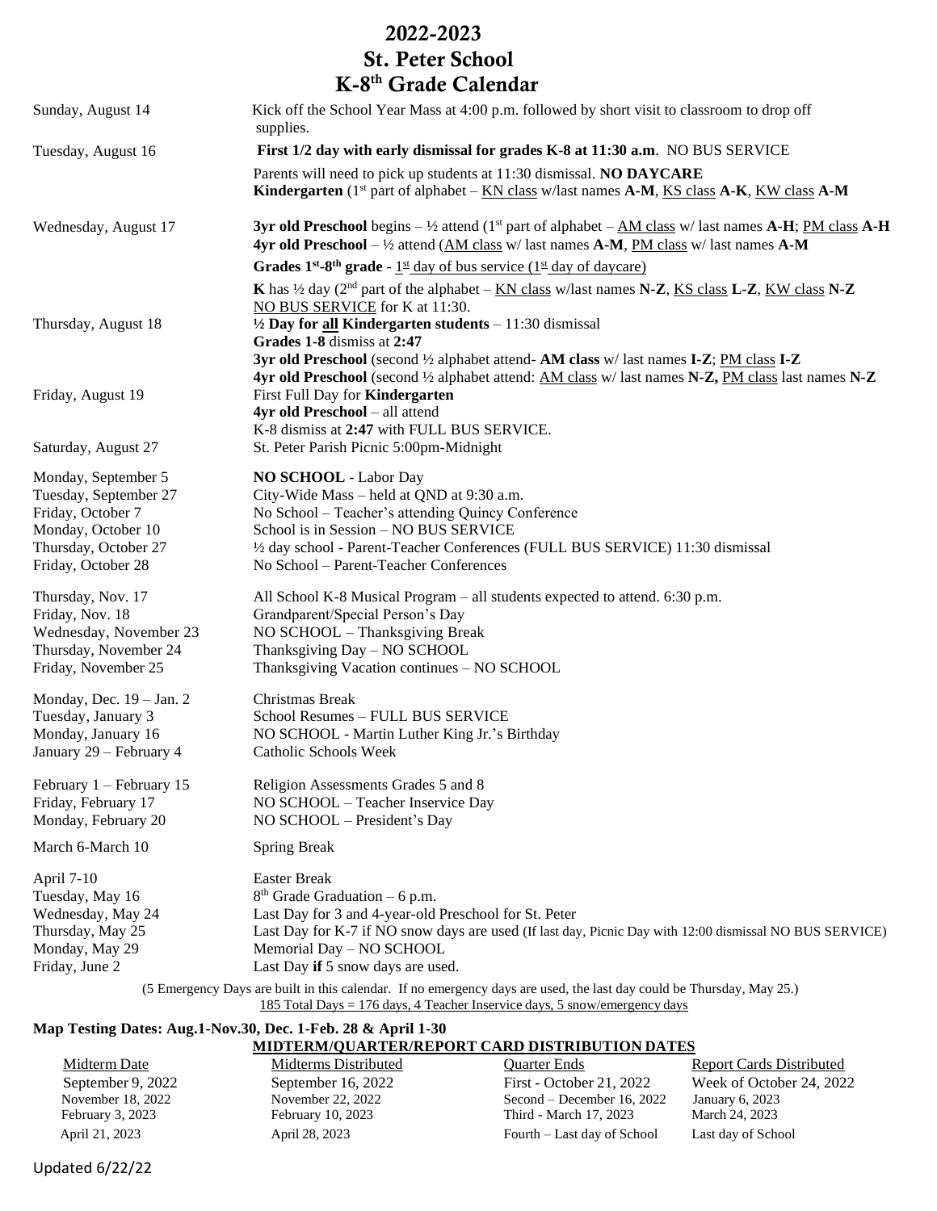# 2022-2023
# St. Peter School
# K-8th Grade Calendar

| | |
|---|---|
| Sunday, August 14 | Kick off the School Year Mass at 4:00 p.m. followed by short visit to classroom to drop off supplies. |
| Tuesday, August 16 | **First 1/2 day with early dismissal for grades K-8 at 11:30 a.m**. NO BUS SERVICE<br>Parents will need to pick up students at 11:30 dismissal. **NO DAYCARE**<br>**Kindergarten** (1st part of alphabet – KN class w/last names **A-M**, KS class **A-K**, KW class **A-M** |
| Wednesday, August 17 | **3yr old Preschool** begins – ½ attend (1st part of alphabet – AM class w/ last names **A-H**; PM class **A-H**<br>**4yr old Preschool** – ½ attend (AM class w/ last names **A-M**, PM class w/ last names **A-M**<br>**Grades 1st-8th grade** - 1st day of bus service (1st day of daycare)<br>**K** has ½ day (2nd part of the alphabet – KN class w/last names **N-Z**, KS class **L-Z**, KW class **N-Z**<br>NO BUS SERVICE for K at 11:30. |
| Thursday, August 18 | **½ Day for all Kindergarten students** – 11:30 dismissal<br>**Grades 1-8** dismiss at **2:47**<br>**3yr old Preschool** (second ½ alphabet attend- **AM class** w/ last names **I-Z**; PM class **I-Z**<br>**4yr old Preschool** (second ½ alphabet attend: AM class w/ last names **N-Z,** PM class last names **N-Z** |
| Friday, August 19 | First Full Day for **Kindergarten**<br>**4yr old Preschool** – all attend<br>K-8 dismiss at **2:47** with FULL BUS SERVICE. |
| Saturday, August 27 | St. Peter Parish Picnic 5:00pm-Midnight |
| Monday, September 5 | **NO SCHOOL** - Labor Day |
| Tuesday, September 27 | City-Wide Mass – held at QND at 9:30 a.m. |
| Friday, October 7 | No School – Teacher's attending Quincy Conference |
| Monday, October 10 | School is in Session – NO BUS SERVICE |
| Thursday, October 27 | ½ day school - Parent-Teacher Conferences (FULL BUS SERVICE) 11:30 dismissal |
| Friday, October 28 | No School – Parent-Teacher Conferences |
| Thursday, Nov. 17 | All School K-8 Musical Program – all students expected to attend. 6:30 p.m. |
| Friday, Nov. 18 | Grandparent/Special Person's Day |
| Wednesday, November 23 | NO SCHOOL – Thanksgiving Break |
| Thursday, November 24 | Thanksgiving Day – NO SCHOOL |
| Friday, November 25 | Thanksgiving Vacation continues – NO SCHOOL |
| Monday, Dec. 19 – Jan. 2 | Christmas Break |
| Tuesday, January 3 | School Resumes – FULL BUS SERVICE |
| Monday, January 16 | NO SCHOOL - Martin Luther King Jr.'s Birthday |
| January 29 – February 4 | Catholic Schools Week |
| February 1 – February 15 | Religion Assessments Grades 5 and 8 |
| Friday, February 17 | NO SCHOOL – Teacher Inservice Day |
| Monday, February 20 | NO SCHOOL – President's Day |
| March 6-March 10 | Spring Break |
| April 7-10 | Easter Break |
| Tuesday, May 16 | 8th Grade Graduation – 6 p.m. |
| Wednesday, May 24 | Last Day for 3 and 4-year-old Preschool for St. Peter |
| Thursday, May 25 | Last Day for K-7 if NO snow days are used (If last day, Picnic Day with 12:00 dismissal NO BUS SERVICE) |
| Monday, May 29 | Memorial Day – NO SCHOOL |
| Friday, June 2 | Last Day **if** 5 snow days are used. |

(5 Emergency Days are built in this calendar. If no emergency days are used, the last day could be Thursday, May 25.)
185 Total Days = 176 days, 4 Teacher Inservice days, 5 snow/emergency days

**Map Testing Dates: Aug.1-Nov.30, Dec. 1-Feb. 28 & April 1-30**

**MIDTERM/QUARTER/REPORT CARD DISTRIBUTION DATES**

| Midterm Date | Midterms Distributed | Quarter Ends | Report Cards Distributed |
|---|---|---|---|
| September 9, 2022 | September 16, 2022 | First - October 21, 2022 | Week of October 24, 2022 |
| November 18, 2022 | November 22, 2022 | Second – December 16, 2022 | January 6, 2023 |
| February 3, 2023 | February 10, 2023 | Third - March 17, 2023 | March 24, 2023 |
| April 21, 2023 | April 28, 2023 | Fourth – Last day of School | Last day of School |

Updated 6/22/22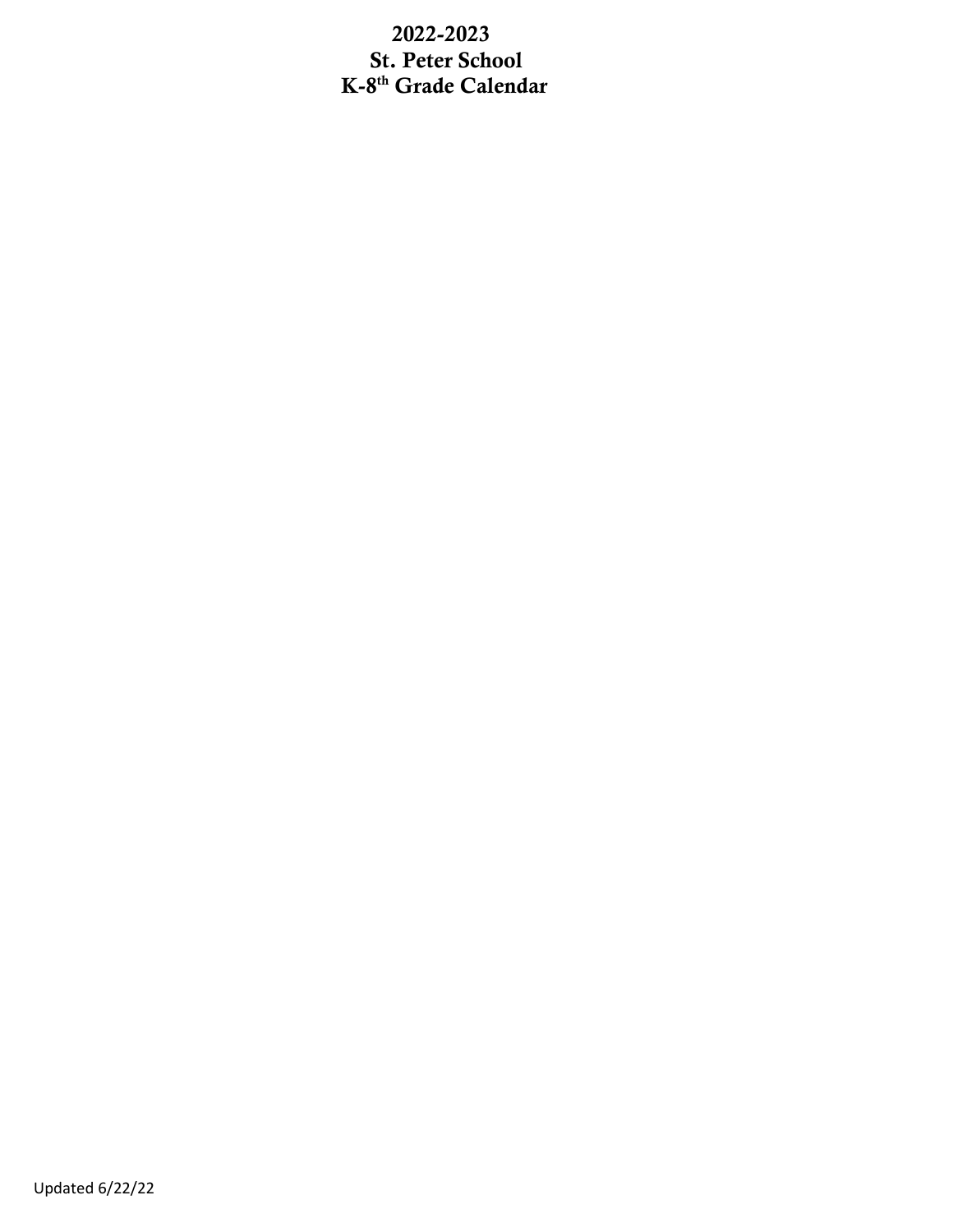# 2022-2023
# St. Peter School
# K-8th Grade Calendar

Updated 6/22/22